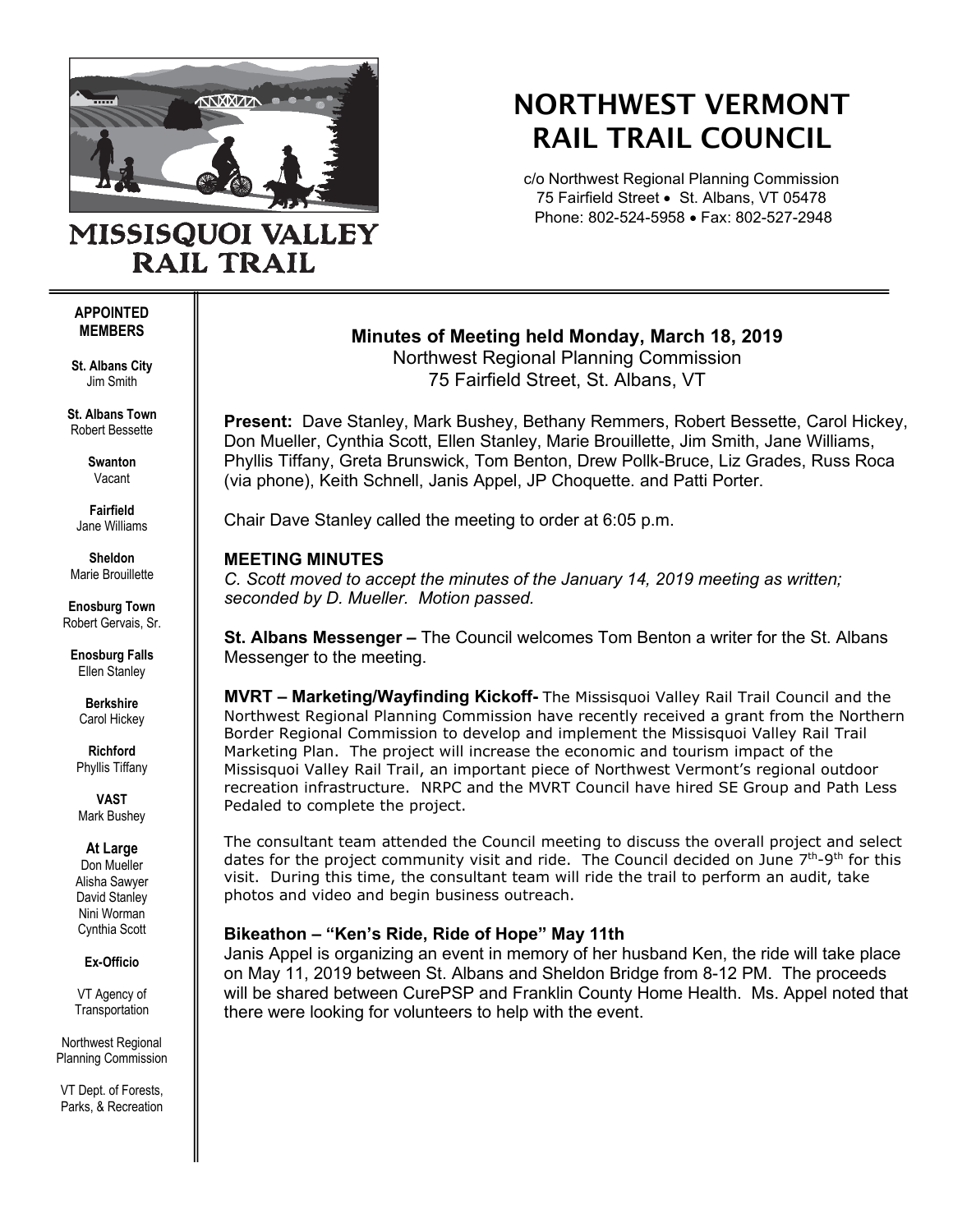# NORTHWEST VERMONT RAIL TRAIL COUNCIL

MISSISQUOI VALLEY RAIL TRAIL

c/o Northwest Regional Planning Commission
75 Fairfield Street • St. Albans, VT 05478
Phone: 802-524-5958 • Fax: 802-527-2948

**APPOINTED MEMBERS**

**St. Albans City**
Jim Smith

**St. Albans Town**
Robert Bessette

**Swanton**
Vacant

**Fairfield**
Jane Williams

**Sheldon**
Marie Brouillette

**Enosburg Town**
Robert Gervais, Sr.

**Enosburg Falls**
Ellen Stanley

**Berkshire**
Carol Hickey

**Richford**
Phyllis Tiffany

**VAST**
Mark Bushey

**At Large**
Don Mueller
Alisha Sawyer
David Stanley
Nini Worman
Cynthia Scott

**Ex-Officio**

VT Agency of Transportation

Northwest Regional Planning Commission

VT Dept. of Forests, Parks, & Recreation

## Minutes of Meeting held Monday, March 18, 2019

Northwest Regional Planning Commission
75 Fairfield Street, St. Albans, VT

**Present:** Dave Stanley, Mark Bushey, Bethany Remmers, Robert Bessette, Carol Hickey, Don Mueller, Cynthia Scott, Ellen Stanley, Marie Brouillette, Jim Smith, Jane Williams, Phyllis Tiffany, Greta Brunswick, Tom Benton, Drew Pollk-Bruce, Liz Grades, Russ Roca (via phone), Keith Schnell, Janis Appel, JP Choquette. and Patti Porter.

Chair Dave Stanley called the meeting to order at 6:05 p.m.

**MEETING MINUTES**
*C. Scott moved to accept the minutes of the January 14, 2019 meeting as written; seconded by D. Mueller. Motion passed.*

**St. Albans Messenger –** The Council welcomes Tom Benton a writer for the St. Albans Messenger to the meeting.

**MVRT – Marketing/Wayfinding Kickoff-** The Missisquoi Valley Rail Trail Council and the Northwest Regional Planning Commission have recently received a grant from the Northern Border Regional Commission to develop and implement the Missisquoi Valley Rail Trail Marketing Plan. The project will increase the economic and tourism impact of the Missisquoi Valley Rail Trail, an important piece of Northwest Vermont's regional outdoor recreation infrastructure. NRPC and the MVRT Council have hired SE Group and Path Less Pedaled to complete the project.

The consultant team attended the Council meeting to discuss the overall project and select dates for the project community visit and ride. The Council decided on June 7th-9th for this visit. During this time, the consultant team will ride the trail to perform an audit, take photos and video and begin business outreach.

**Bikeathon – "Ken's Ride, Ride of Hope" May 11th**
Janis Appel is organizing an event in memory of her husband Ken, the ride will take place on May 11, 2019 between St. Albans and Sheldon Bridge from 8-12 PM. The proceeds will be shared between CurePSP and Franklin County Home Health. Ms. Appel noted that there were looking for volunteers to help with the event.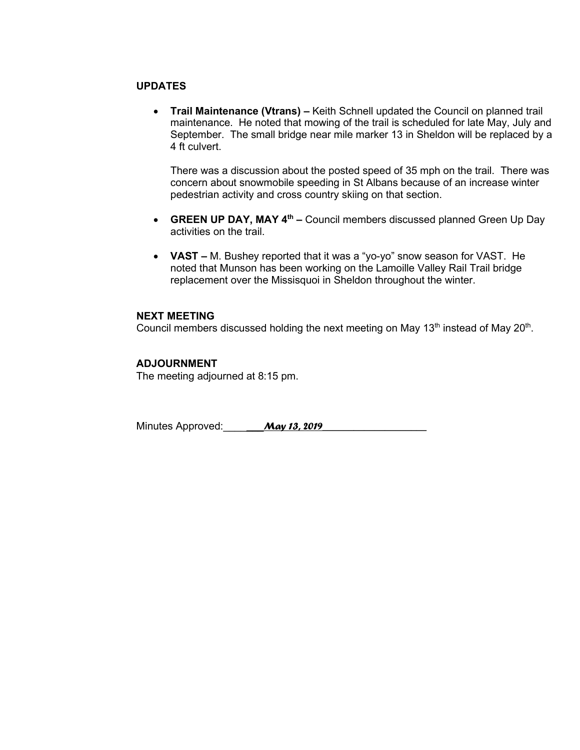## UPDATES

- **Trail Maintenance (Vtrans) –** Keith Schnell updated the Council on planned trail maintenance. He noted that mowing of the trail is scheduled for late May, July and September. The small bridge near mile marker 13 in Sheldon will be replaced by a 4 ft culvert.

  There was a discussion about the posted speed of 35 mph on the trail. There was concern about snowmobile speeding in St Albans because of an increase winter pedestrian activity and cross country skiing on that section.

- **GREEN UP DAY, MAY 4th –** Council members discussed planned Green Up Day activities on the trail.

- **VAST –** M. Bushey reported that it was a "yo-yo" snow season for VAST. He noted that Munson has been working on the Lamoille Valley Rail Trail bridge replacement over the Missisquoi in Sheldon throughout the winter.

## NEXT MEETING

Council members discussed holding the next meeting on May 13th instead of May 20th.

## ADJOURNMENT

The meeting adjourned at 8:15 pm.

Minutes Approved: ***May 13, 2019***